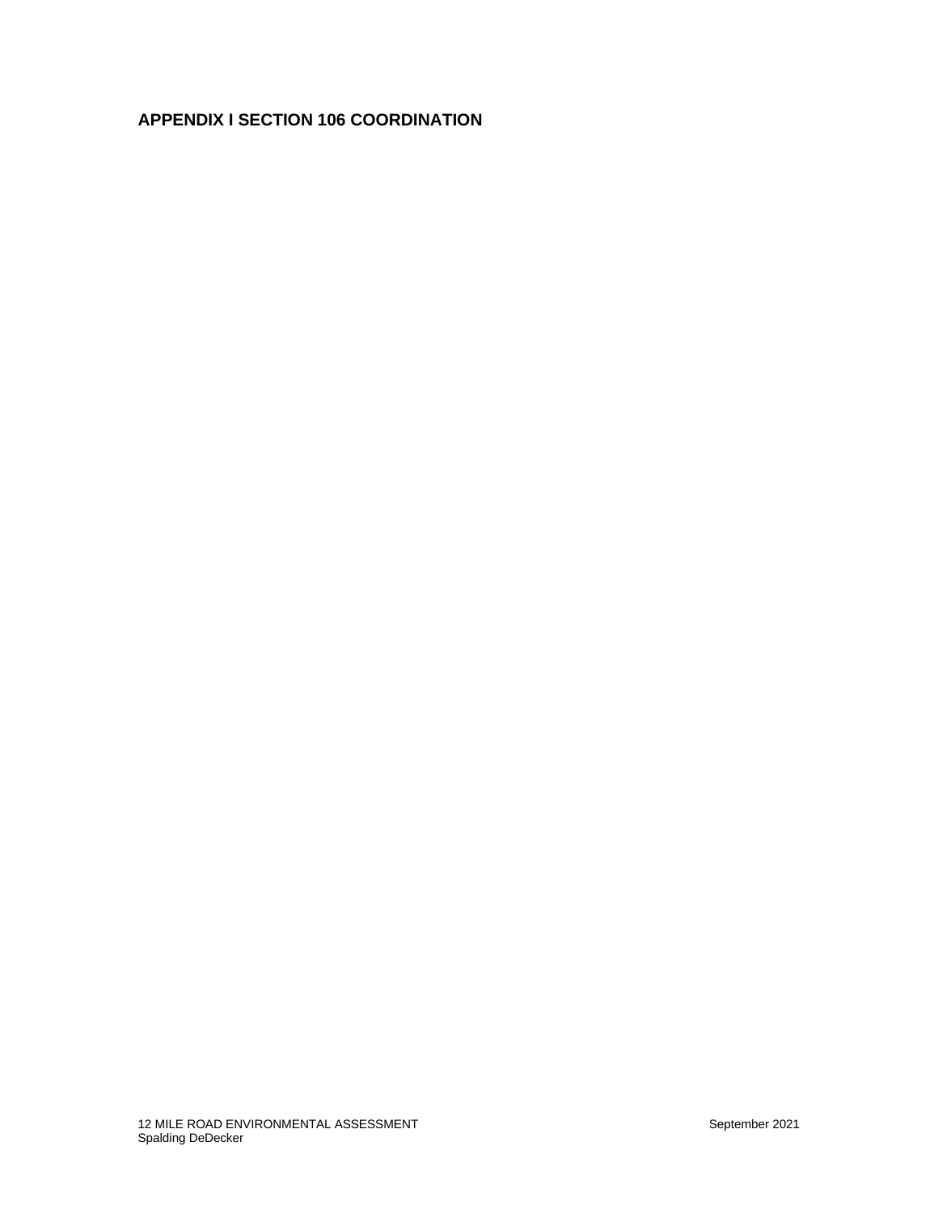# APPENDIX I SECTION 106 COORDINATION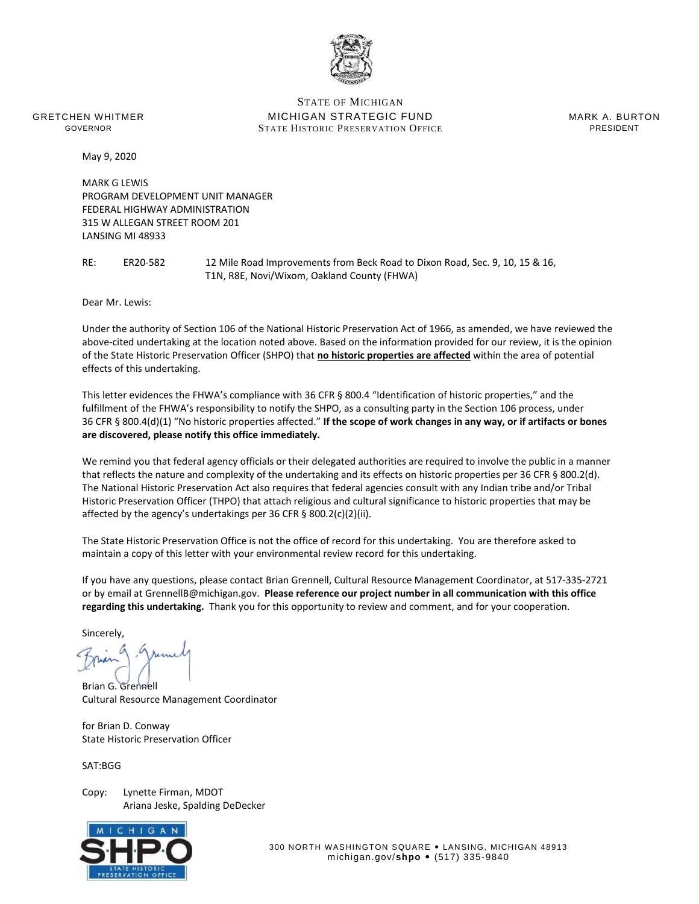STATE OF MICHIGAN
MICHIGAN STRATEGIC FUND
STATE HISTORIC PRESERVATION OFFICE

GRETCHEN WHITMER
GOVERNOR

MARK A. BURTON
PRESIDENT

May 9, 2020

MARK G LEWIS
PROGRAM DEVELOPMENT UNIT MANAGER
FEDERAL HIGHWAY ADMINISTRATION
315 W ALLEGAN STREET ROOM 201
LANSING MI 48933

RE: ER20-582 12 Mile Road Improvements from Beck Road to Dixon Road, Sec. 9, 10, 15 & 16, T1N, R8E, Novi/Wixom, Oakland County (FHWA)

Dear Mr. Lewis:

Under the authority of Section 106 of the National Historic Preservation Act of 1966, as amended, we have reviewed the above-cited undertaking at the location noted above. Based on the information provided for our review, it is the opinion of the State Historic Preservation Officer (SHPO) that **no historic properties are affected** within the area of potential effects of this undertaking.

This letter evidences the FHWA's compliance with 36 CFR § 800.4 "Identification of historic properties," and the fulfillment of the FHWA's responsibility to notify the SHPO, as a consulting party in the Section 106 process, under 36 CFR § 800.4(d)(1) "No historic properties affected." **If the scope of work changes in any way, or if artifacts or bones are discovered, please notify this office immediately.**

We remind you that federal agency officials or their delegated authorities are required to involve the public in a manner that reflects the nature and complexity of the undertaking and its effects on historic properties per 36 CFR § 800.2(d). The National Historic Preservation Act also requires that federal agencies consult with any Indian tribe and/or Tribal Historic Preservation Officer (THPO) that attach religious and cultural significance to historic properties that may be affected by the agency's undertakings per 36 CFR § 800.2(c)(2)(ii).

The State Historic Preservation Office is not the office of record for this undertaking. You are therefore asked to maintain a copy of this letter with your environmental review record for this undertaking.

If you have any questions, please contact Brian Grennell, Cultural Resource Management Coordinator, at 517-335-2721 or by email at GrennellB@michigan.gov. **Please reference our project number in all communication with this office regarding this undertaking.** Thank you for this opportunity to review and comment, and for your cooperation.

Sincerely,

Brian G. Grennell
Cultural Resource Management Coordinator

for Brian D. Conway
State Historic Preservation Officer

SAT:BGG

Copy: Lynette Firman, MDOT
Ariana Jeske, Spalding DeDecker

300 NORTH WASHINGTON SQUARE • LANSING, MICHIGAN 48913
michigan.gov/shpo • (517) 335-9840